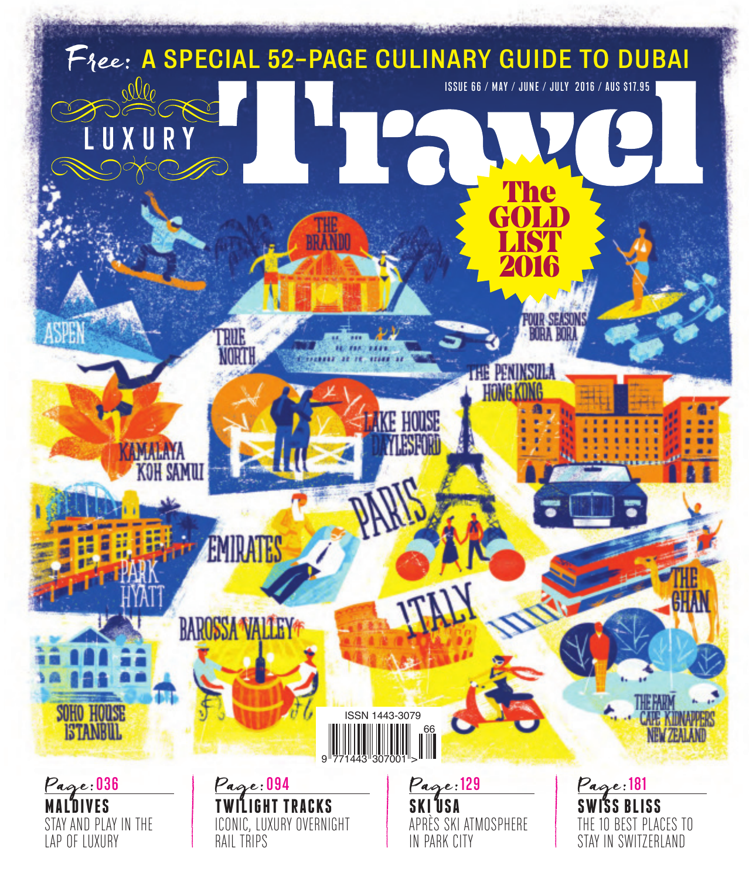Free: A SPECIAL 52-PAGE CULINARY GUIDE TO DUBAI

ISSUE 66 / MAY / JUNE / JULY 2016 / AUS $17.95

# LUXURY Travel

**The GOLD LIST 2016**

THE BRANDO

ASPEN

TRUE NORTH

FOUR SEASONS BORA BORA

THE PENINSULA HONG KONG

LAKE HOUSE DAYLESFORD

KAMALAYA KOH SAMUI

PARIS

EMIRATES

PARK HYATT

THE GHAN

BAROSSA VALLEY

ITALY

SOHO HOUSE ISTANBUL

THE FARM CAPE KIDNAPPERS NEW ZEALAND

ISSN 1443-3079

Page: 036
**MALDIVES**
STAY AND PLAY IN THE LAP OF LUXURY

Page: 094
**TWILIGHT TRACKS**
ICONIC, LUXURY OVERNIGHT RAIL TRIPS

Page: 129
**SKI USA**
APRÈS SKI ATMOSPHERE IN PARK CITY

Page: 181
**SWISS BLISS**
THE 10 BEST PLACES TO STAY IN SWITZERLAND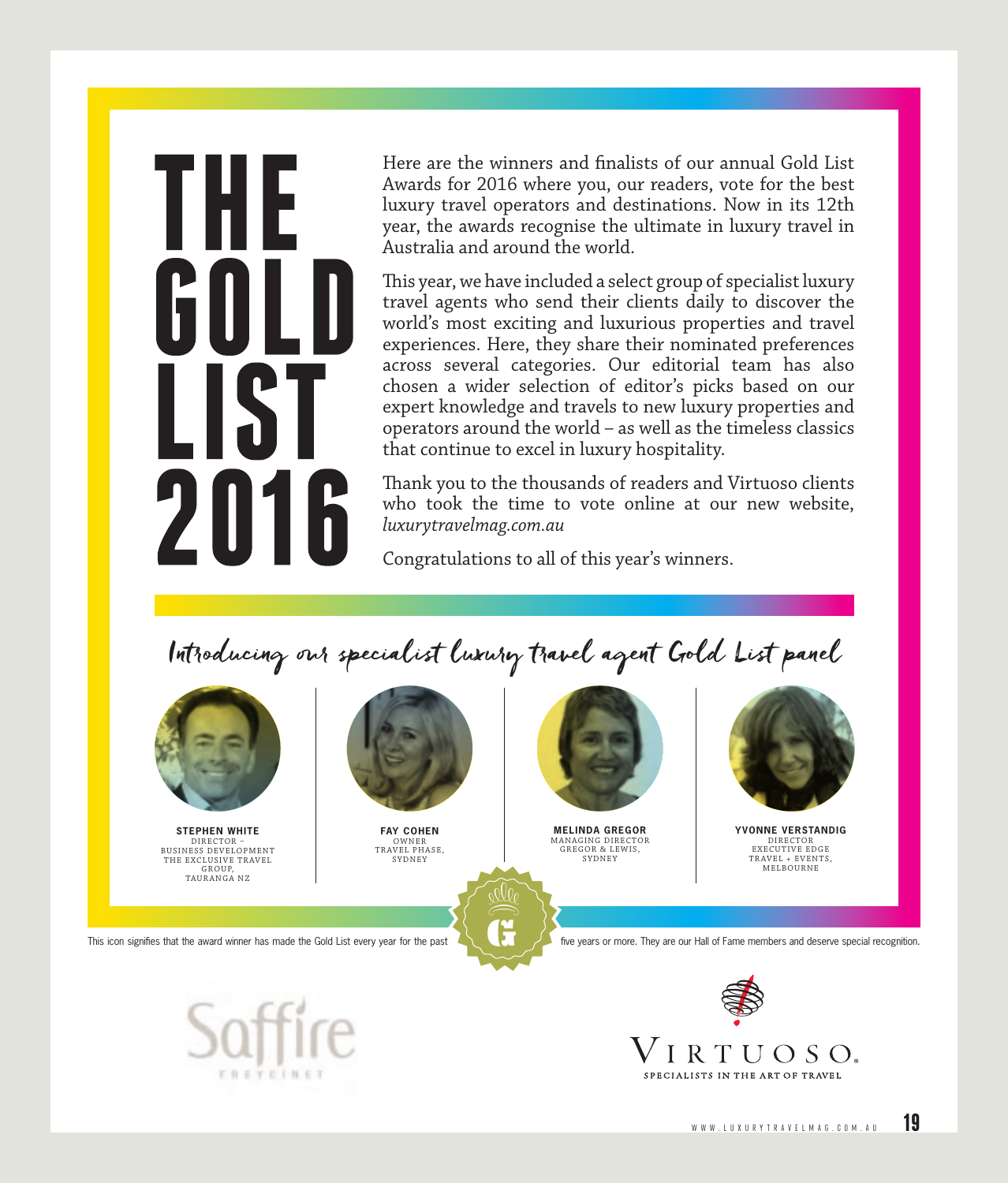# THE GOLD LIST 2016

Here are the winners and finalists of our annual Gold List Awards for 2016 where you, our readers, vote for the best luxury travel operators and destinations. Now in its 12th year, the awards recognise the ultimate in luxury travel in Australia and around the world.

This year, we have included a select group of specialist luxury travel agents who send their clients daily to discover the world's most exciting and luxurious properties and travel experiences. Here, they share their nominated preferences across several categories. Our editorial team has also chosen a wider selection of editor's picks based on our expert knowledge and travels to new luxury properties and operators around the world – as well as the timeless classics that continue to excel in luxury hospitality.

Thank you to the thousands of readers and Virtuoso clients who took the time to vote online at our new website, *luxurytravelmag.com.au*

Congratulations to all of this year's winners.

## *Introducing our specialist luxury travel agent Gold List panel*

**STEPHEN WHITE**
DIRECTOR – BUSINESS DEVELOPMENT
THE EXCLUSIVE TRAVEL GROUP, TAURANGA NZ

**FAY COHEN**
OWNER
TRAVEL PHASE, SYDNEY

**MELINDA GREGOR**
MANAGING DIRECTOR
GREGOR & LEWIS, SYDNEY

**YVONNE VERSTANDIG**
DIRECTOR
EXECUTIVE EDGE TRAVEL + EVENTS, MELBOURNE

This icon signifies that the award winner has made the Gold List every year for the past five years or more. They are our Hall of Fame members and deserve special recognition.

Saffire FREYCINET

VIRTUOSO.
SPECIALISTS IN THE ART OF TRAVEL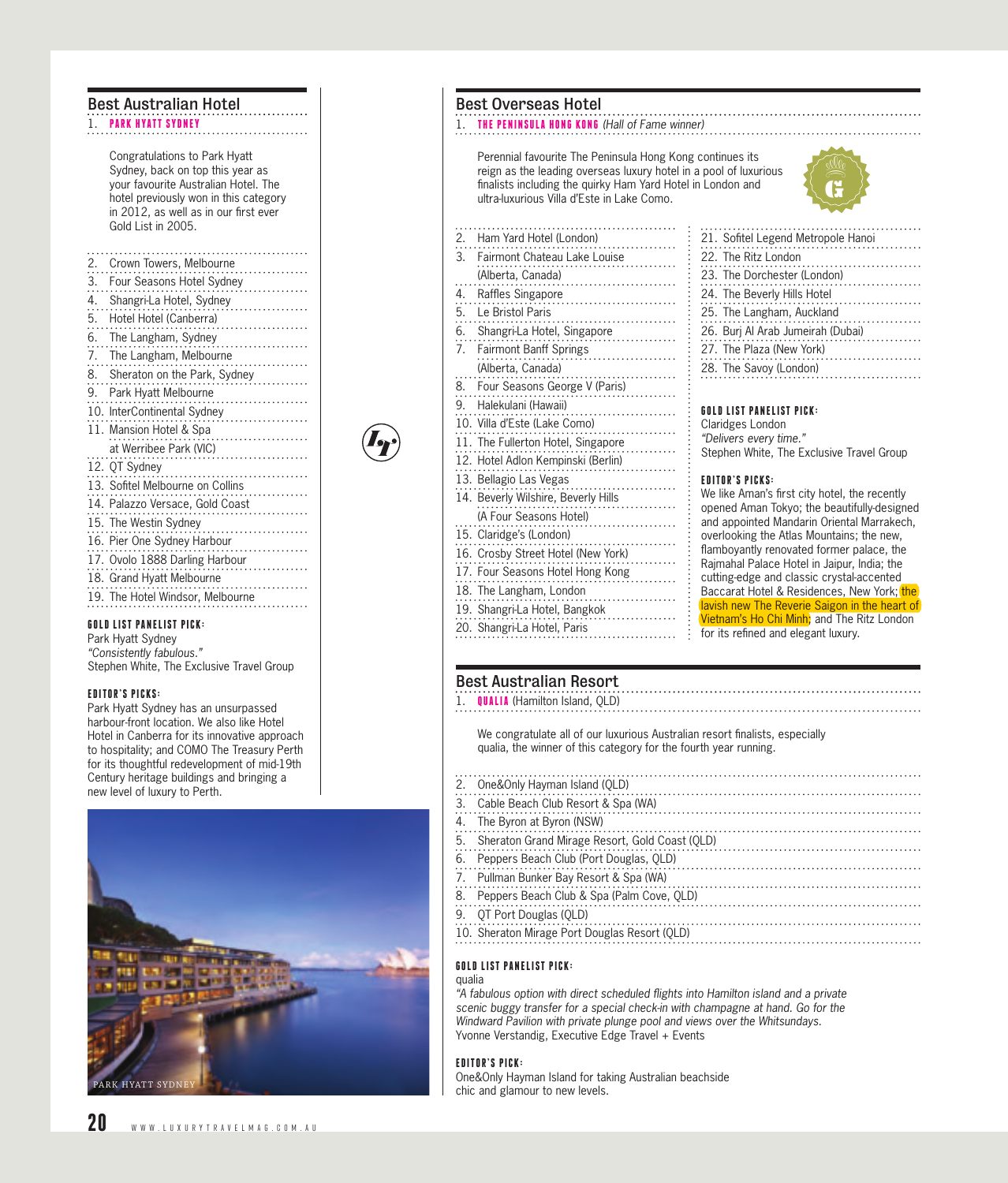## Best Australian Hotel

1. **PARK HYATT SYDNEY**

Congratulations to Park Hyatt Sydney, back on top this year as your favourite Australian Hotel. The hotel previously won in this category in 2012, as well as in our first ever Gold List in 2005.

2. Crown Towers, Melbourne
3. Four Seasons Hotel Sydney
4. Shangri-La Hotel, Sydney
5. Hotel Hotel (Canberra)
6. The Langham, Sydney
7. The Langham, Melbourne
8. Sheraton on the Park, Sydney
9. Park Hyatt Melbourne
10. InterContinental Sydney
11. Mansion Hotel & Spa at Werribee Park (VIC)
12. QT Sydney
13. Sofitel Melbourne on Collins
14. Palazzo Versace, Gold Coast
15. The Westin Sydney
16. Pier One Sydney Harbour
17. Ovolo 1888 Darling Harbour
18. Grand Hyatt Melbourne
19. The Hotel Windsor, Melbourne

**GOLD LIST PANELIST PICK:**
Park Hyatt Sydney
*"Consistently fabulous."*
Stephen White, The Exclusive Travel Group

**EDITOR'S PICKS:**
Park Hyatt Sydney has an unsurpassed harbour-front location. We also like Hotel Hotel in Canberra for its innovative approach to hospitality; and COMO The Treasury Perth for its thoughtful redevelopment of mid-19th Century heritage buildings and bringing a new level of luxury to Perth.

PARK HYATT SYDNEY

## Best Overseas Hotel

1. **THE PENINSULA HONG KONG** *(Hall of Fame winner)*

Perennial favourite The Peninsula Hong Kong continues its reign as the leading overseas luxury hotel in a pool of luxurious finalists including the quirky Ham Yard Hotel in London and ultra-luxurious Villa d'Este in Lake Como.

2. Ham Yard Hotel (London)
3. Fairmont Chateau Lake Louise (Alberta, Canada)
4. Raffles Singapore
5. Le Bristol Paris
6. Shangri-La Hotel, Singapore
7. Fairmont Banff Springs (Alberta, Canada)
8. Four Seasons George V (Paris)
9. Halekulani (Hawaii)
10. Villa d'Este (Lake Como)
11. The Fullerton Hotel, Singapore
12. Hotel Adlon Kempinski (Berlin)
13. Bellagio Las Vegas
14. Beverly Wilshire, Beverly Hills (A Four Seasons Hotel)
15. Claridge's (London)
16. Crosby Street Hotel (New York)
17. Four Seasons Hotel Hong Kong
18. The Langham, London
19. Shangri-La Hotel, Bangkok
20. Shangri-La Hotel, Paris
21. Sofitel Legend Metropole Hanoi
22. The Ritz London
23. The Dorchester (London)
24. The Beverly Hills Hotel
25. The Langham, Auckland
26. Burj Al Arab Jumeirah (Dubai)
27. The Plaza (New York)
28. The Savoy (London)

**GOLD LIST PANELIST PICK:**
Claridges London
*"Delivers every time."*
Stephen White, The Exclusive Travel Group

**EDITOR'S PICKS:**
We like Aman's first city hotel, the recently opened Aman Tokyo; the beautifully-designed and appointed Mandarin Oriental Marrakech, overlooking the Atlas Mountains; the new, flamboyantly renovated former palace, the Rajmahal Palace Hotel in Jaipur, India; the cutting-edge and classic crystal-accented Baccarat Hotel & Residences, New York; the lavish new The Reverie Saigon in the heart of Vietnam's Ho Chi Minh; and The Ritz London for its refined and elegant luxury.

## Best Australian Resort

1. **QUALIA** (Hamilton Island, QLD)

We congratulate all of our luxurious Australian resort finalists, especially qualia, the winner of this category for the fourth year running.

2. One&Only Hayman Island (QLD)
3. Cable Beach Club Resort & Spa (WA)
4. The Byron at Byron (NSW)
5. Sheraton Grand Mirage Resort, Gold Coast (QLD)
6. Peppers Beach Club (Port Douglas, QLD)
7. Pullman Bunker Bay Resort & Spa (WA)
8. Peppers Beach Club & Spa (Palm Cove, QLD)
9. QT Port Douglas (QLD)
10. Sheraton Mirage Port Douglas Resort (QLD)

**GOLD LIST PANELIST PICK:**
qualia
*"A fabulous option with direct scheduled flights into Hamilton island and a private scenic buggy transfer for a special check-in with champagne at hand. Go for the Windward Pavilion with private plunge pool and views over the Whitsundays.*
Yvonne Verstandig, Executive Edge Travel + Events

**EDITOR'S PICK:**
One&Only Hayman Island for taking Australian beachside chic and glamour to new levels.